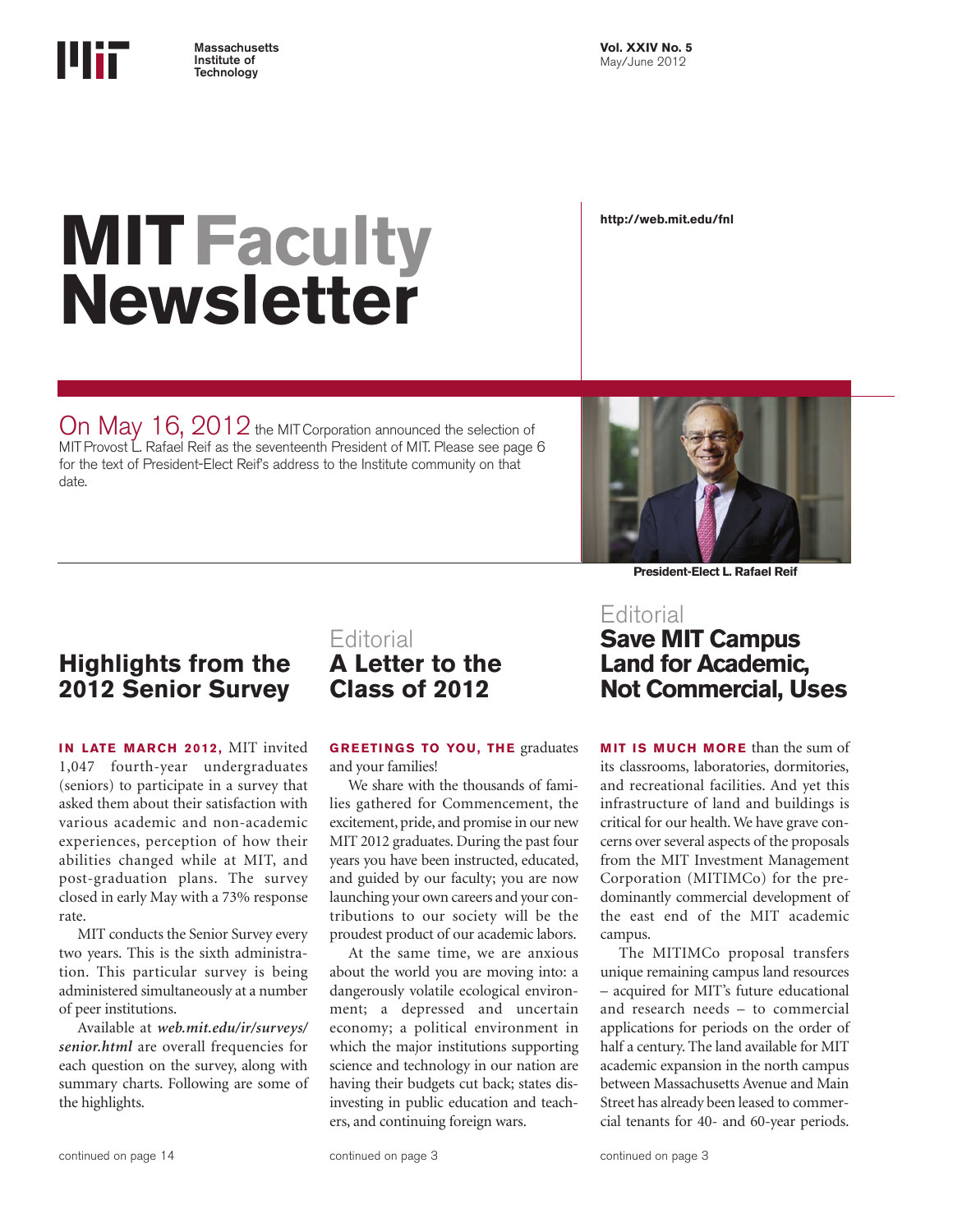Massachusetts Institute of Technology

Vol. XXIV No. 5
May/June 2012

# MIT Faculty Newsletter

http://web.mit.edu/fnl

On May 16, 2012 the MIT Corporation announced the selection of MIT Provost L. Rafael Reif as the seventeenth President of MIT. Please see page 6 for the text of President-Elect Reif's address to the Institute community on that date.

President-Elect L. Rafael Reif

## Highlights from the 2012 Senior Survey

**IN LATE MARCH 2012,** MIT invited 1,047 fourth-year undergraduates (seniors) to participate in a survey that asked them about their satisfaction with various academic and non-academic experiences, perception of how their abilities changed while at MIT, and post-graduation plans. The survey closed in early May with a 73% response rate.

MIT conducts the Senior Survey every two years. This is the sixth administration. This particular survey is being administered simultaneously at a number of peer institutions.

Available at ***web.mit.edu/ir/surveys/senior.html*** are overall frequencies for each question on the survey, along with summary charts. Following are some of the highlights.

continued on page 14

## Editorial
## A Letter to the Class of 2012

**GREETINGS TO YOU, THE** graduates and your families!

We share with the thousands of families gathered for Commencement, the excitement, pride, and promise in our new MIT 2012 graduates. During the past four years you have been instructed, educated, and guided by our faculty; you are now launching your own careers and your contributions to our society will be the proudest product of our academic labors.

At the same time, we are anxious about the world you are moving into: a dangerously volatile ecological environment; a depressed and uncertain economy; a political environment in which the major institutions supporting science and technology in our nation are having their budgets cut back; states disinvesting in public education and teachers, and continuing foreign wars.

continued on page 3

## Editorial
## Save MIT Campus Land for Academic, Not Commercial, Uses

**MIT IS MUCH MORE** than the sum of its classrooms, laboratories, dormitories, and recreational facilities. And yet this infrastructure of land and buildings is critical for our health. We have grave concerns over several aspects of the proposals from the MIT Investment Management Corporation (MITIMCo) for the predominantly commercial development of the east end of the MIT academic campus.

The MITIMCo proposal transfers unique remaining campus land resources – acquired for MIT's future educational and research needs – to commercial applications for periods on the order of half a century. The land available for MIT academic expansion in the north campus between Massachusetts Avenue and Main Street has already been leased to commercial tenants for 40- and 60-year periods.

continued on page 3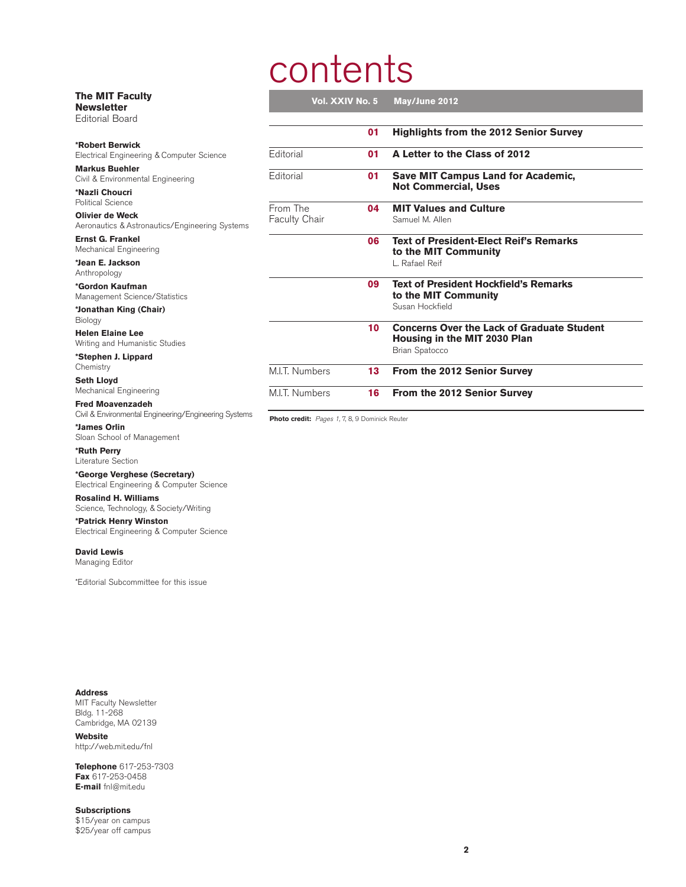# contents

**Vol. XXIV No. 5** **May/June 2012**

| | | |
|---|---|---|
| | **01** | **Highlights from the 2012 Senior Survey** |
| Editorial | **01** | **A Letter to the Class of 2012** |
| Editorial | **01** | **Save MIT Campus Land for Academic, Not Commercial, Uses** |
| From The Faculty Chair | **04** | **MIT Values and Culture** Samuel M. Allen |
| | **06** | **Text of President-Elect Reif's Remarks to the MIT Community** L. Rafael Reif |
| | **09** | **Text of President Hockfield's Remarks to the MIT Community** Susan Hockfield |
| | **10** | **Concerns Over the Lack of Graduate Student Housing in the MIT 2030 Plan** Brian Spatocco |
| M.I.T. Numbers | **13** | **From the 2012 Senior Survey** |
| M.I.T. Numbers | **16** | **From the 2012 Senior Survey** |

**Photo credit:** *Pages 1, 7, 8, 9* Dominick Reuter

**The MIT Faculty Newsletter**
Editorial Board

**\*Robert Berwick**
Electrical Engineering & Computer Science

**Markus Buehler**
Civil & Environmental Engineering

**\*Nazli Choucri**
Political Science

**Olivier de Weck**
Aeronautics & Astronautics/Engineering Systems

**Ernst G. Frankel**
Mechanical Engineering

**\*Jean E. Jackson**
Anthropology

**\*Gordon Kaufman**
Management Science/Statistics

**\*Jonathan King (Chair)**
Biology

**Helen Elaine Lee**
Writing and Humanistic Studies

**\*Stephen J. Lippard**
Chemistry

**Seth Lloyd**
Mechanical Engineering

**Fred Moavenzadeh**
Civil & Environmental Engineering/Engineering Systems

**\*James Orlin**
Sloan School of Management

**\*Ruth Perry**
Literature Section

**\*George Verghese (Secretary)**
Electrical Engineering & Computer Science

**Rosalind H. Williams**
Science, Technology, & Society/Writing

**\*Patrick Henry Winston**
Electrical Engineering & Computer Science

**David Lewis**
Managing Editor

\*Editorial Subcommittee for this issue

**Address**
MIT Faculty Newsletter
Bldg. 11-268
Cambridge, MA 02139

**Website**
http://web.mit.edu/fnl

**Telephone** 617-253-7303
**Fax** 617-253-0458
**E-mail** fnl@mit.edu

**Subscriptions**
$15/year on campus
$25/year off campus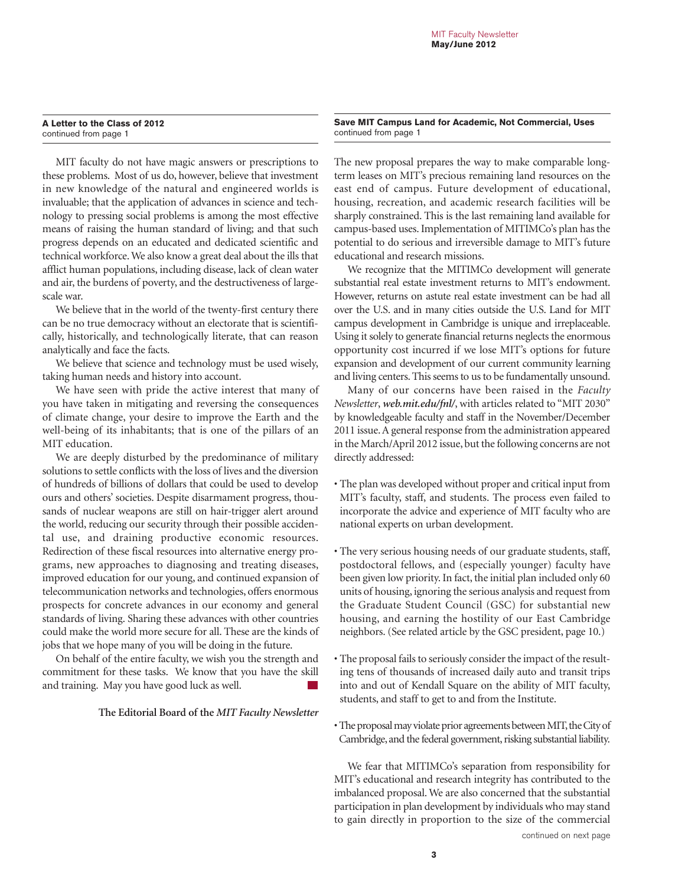### A Letter to the Class of 2012
continued from page 1

MIT faculty do not have magic answers or prescriptions to these problems. Most of us do, however, believe that investment in new knowledge of the natural and engineered worlds is invaluable; that the application of advances in science and technology to pressing social problems is among the most effective means of raising the human standard of living; and that such progress depends on an educated and dedicated scientific and technical workforce. We also know a great deal about the ills that afflict human populations, including disease, lack of clean water and air, the burdens of poverty, and the destructiveness of large-scale war.

We believe that in the world of the twenty-first century there can be no true democracy without an electorate that is scientifically, historically, and technologically literate, that can reason analytically and face the facts.

We believe that science and technology must be used wisely, taking human needs and history into account.

We have seen with pride the active interest that many of you have taken in mitigating and reversing the consequences of climate change, your desire to improve the Earth and the well-being of its inhabitants; that is one of the pillars of an MIT education.

We are deeply disturbed by the predominance of military solutions to settle conflicts with the loss of lives and the diversion of hundreds of billions of dollars that could be used to develop ours and others' societies. Despite disarmament progress, thousands of nuclear weapons are still on hair-trigger alert around the world, reducing our security through their possible accidental use, and draining productive economic resources. Redirection of these fiscal resources into alternative energy programs, new approaches to diagnosing and treating diseases, improved education for our young, and continued expansion of telecommunication networks and technologies, offers enormous prospects for concrete advances in our economy and general standards of living. Sharing these advances with other countries could make the world more secure for all. These are the kinds of jobs that we hope many of you will be doing in the future.

On behalf of the entire faculty, we wish you the strength and commitment for these tasks. We know that you have the skill and training. May you have good luck as well.

**The Editorial Board of the *MIT Faculty Newsletter***

### Save MIT Campus Land for Academic, Not Commercial, Uses
continued from page 1

The new proposal prepares the way to make comparable long-term leases on MIT's precious remaining land resources on the east end of campus. Future development of educational, housing, recreation, and academic research facilities will be sharply constrained. This is the last remaining land available for campus-based uses. Implementation of MITIMCo's plan has the potential to do serious and irreversible damage to MIT's future educational and research missions.

We recognize that the MITIMCo development will generate substantial real estate investment returns to MIT's endowment. However, returns on astute real estate investment can be had all over the U.S. and in many cities outside the U.S. Land for MIT campus development in Cambridge is unique and irreplaceable. Using it solely to generate financial returns neglects the enormous opportunity cost incurred if we lose MIT's options for future expansion and development of our current community learning and living centers. This seems to us to be fundamentally unsound.

Many of our concerns have been raised in the *Faculty Newsletter*, ***web.mit.edu/fnl/***, with articles related to "MIT 2030" by knowledgeable faculty and staff in the November/December 2011 issue. A general response from the administration appeared in the March/April 2012 issue, but the following concerns are not directly addressed:

- The plan was developed without proper and critical input from MIT's faculty, staff, and students. The process even failed to incorporate the advice and experience of MIT faculty who are national experts on urban development.
- The very serious housing needs of our graduate students, staff, postdoctoral fellows, and (especially younger) faculty have been given low priority. In fact, the initial plan included only 60 units of housing, ignoring the serious analysis and request from the Graduate Student Council (GSC) for substantial new housing, and earning the hostility of our East Cambridge neighbors. (See related article by the GSC president, page 10.)
- The proposal fails to seriously consider the impact of the resulting tens of thousands of increased daily auto and transit trips into and out of Kendall Square on the ability of MIT faculty, students, and staff to get to and from the Institute.
- The proposal may violate prior agreements between MIT, the City of Cambridge, and the federal government, risking substantial liability.

We fear that MITIMCo's separation from responsibility for MIT's educational and research integrity has contributed to the imbalanced proposal. We are also concerned that the substantial participation in plan development by individuals who may stand to gain directly in proportion to the size of the commercial

continued on next page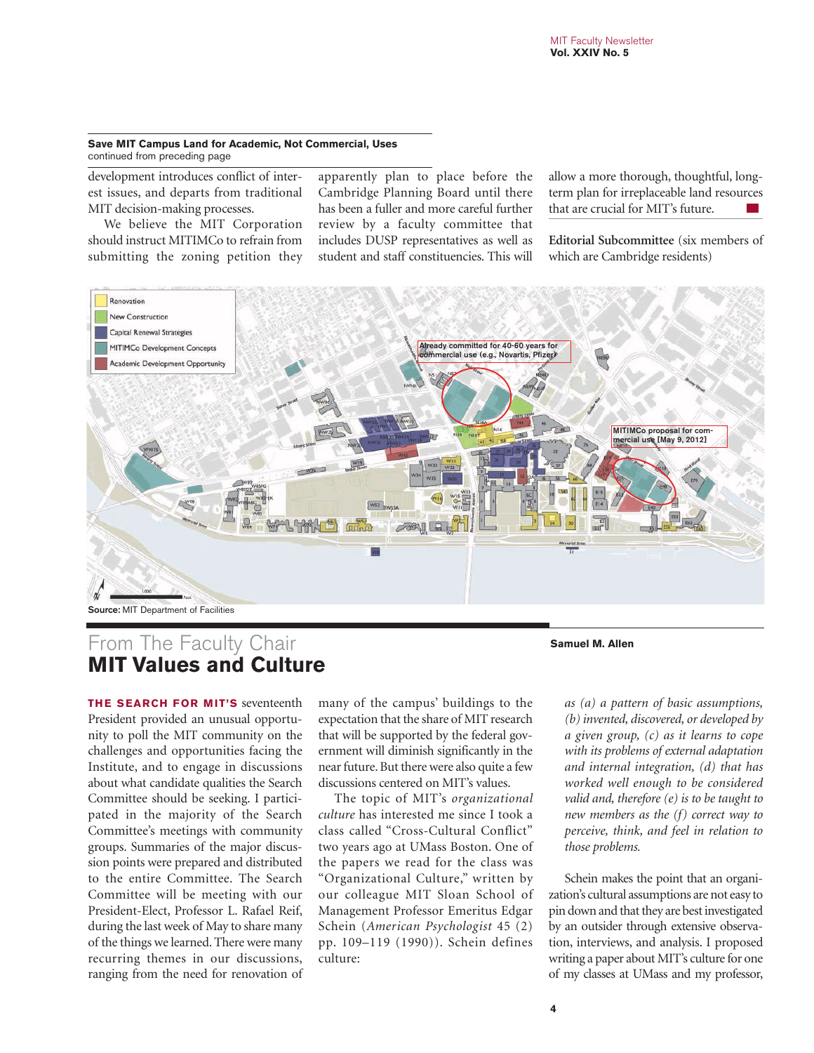**Save MIT Campus Land for Academic, Not Commercial, Uses**
continued from preceding page

development introduces conflict of interest issues, and departs from traditional MIT decision-making processes.

We believe the MIT Corporation should instruct MITIMCo to refrain from submitting the zoning petition they apparently plan to place before the Cambridge Planning Board until there has been a fuller and more careful further review by a faculty committee that includes DUSP representatives as well as student and staff constituencies. This will allow a more thorough, thoughtful, long-term plan for irreplaceable land resources that are crucial for MIT's future.

**Editorial Subcommittee** (six members of which are Cambridge residents)

Renovation
New Construction
Capital Renewal Strategies
MITIMCo Development Concepts
Academic Development Opportunity

Already committed for 40-60 years for commercial use (e.g., Novartis, Pfizer)

MITIMCo proposal for commercial use [May 9, 2012]

**Source:** MIT Department of Facilities

## From The Faculty Chair
# MIT Values and Culture

**Samuel M. Allen**

**THE SEARCH FOR MIT'S** seventeenth President provided an unusual opportunity to poll the MIT community on the challenges and opportunities facing the Institute, and to engage in discussions about what candidate qualities the Search Committee should be seeking. I participated in the majority of the Search Committee's meetings with community groups. Summaries of the major discussion points were prepared and distributed to the entire Committee. The Search Committee will be meeting with our President-Elect, Professor L. Rafael Reif, during the last week of May to share many of the things we learned. There were many recurring themes in our discussions, ranging from the need for renovation of many of the campus' buildings to the expectation that the share of MIT research that will be supported by the federal government will diminish significantly in the near future. But there were also quite a few discussions centered on MIT's values.

The topic of MIT's *organizational culture* has interested me since I took a class called "Cross-Cultural Conflict" two years ago at UMass Boston. One of the papers we read for the class was "Organizational Culture," written by our colleague MIT Sloan School of Management Professor Emeritus Edgar Schein (*American Psychologist* 45 (2) pp. 109–119 (1990)). Schein defines culture:

> *as (a) a pattern of basic assumptions, (b) invented, discovered, or developed by a given group, (c) as it learns to cope with its problems of external adaptation and internal integration, (d) that has worked well enough to be considered valid and, therefore (e) is to be taught to new members as the (f) correct way to perceive, think, and feel in relation to those problems.*

Schein makes the point that an organization's cultural assumptions are not easy to pin down and that they are best investigated by an outsider through extensive observation, interviews, and analysis. I proposed writing a paper about MIT's culture for one of my classes at UMass and my professor,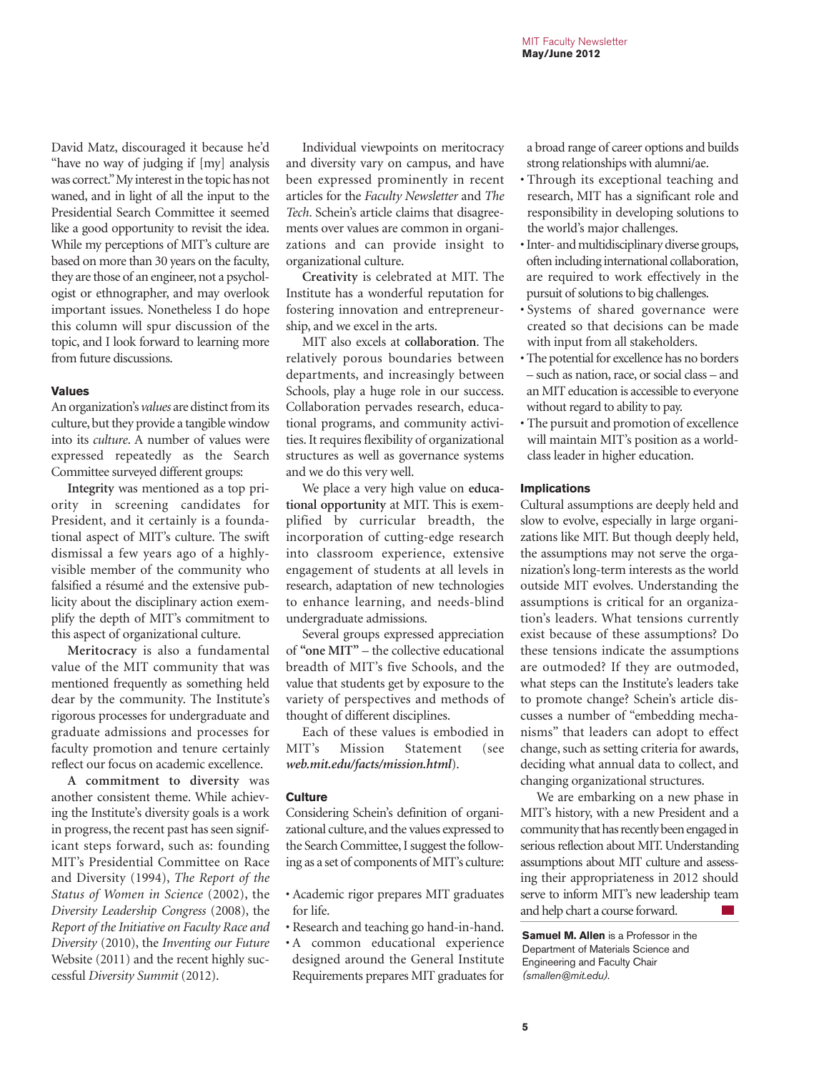David Matz, discouraged it because he'd "have no way of judging if [my] analysis was correct." My interest in the topic has not waned, and in light of all the input to the Presidential Search Committee it seemed like a good opportunity to revisit the idea. While my perceptions of MIT's culture are based on more than 30 years on the faculty, they are those of an engineer, not a psychologist or ethnographer, and may overlook important issues. Nonetheless I do hope this column will spur discussion of the topic, and I look forward to learning more from future discussions.

### Values

An organization's *values* are distinct from its culture, but they provide a tangible window into its *culture*. A number of values were expressed repeatedly as the Search Committee surveyed different groups:

**Integrity** was mentioned as a top priority in screening candidates for President, and it certainly is a foundational aspect of MIT's culture. The swift dismissal a few years ago of a highly-visible member of the community who falsified a résumé and the extensive publicity about the disciplinary action exemplify the depth of MIT's commitment to this aspect of organizational culture.

**Meritocracy** is also a fundamental value of the MIT community that was mentioned frequently as something held dear by the community. The Institute's rigorous processes for undergraduate and graduate admissions and processes for faculty promotion and tenure certainly reflect our focus on academic excellence.

**A commitment to diversity** was another consistent theme. While achieving the Institute's diversity goals is a work in progress, the recent past has seen significant steps forward, such as: founding MIT's Presidential Committee on Race and Diversity (1994), *The Report of the Status of Women in Science* (2002), the *Diversity Leadership Congress* (2008), the *Report of the Initiative on Faculty Race and Diversity* (2010), the *Inventing our Future* Website (2011) and the recent highly successful *Diversity Summit* (2012).

Individual viewpoints on meritocracy and diversity vary on campus, and have been expressed prominently in recent articles for the *Faculty Newsletter* and *The Tech*. Schein's article claims that disagreements over values are common in organizations and can provide insight to organizational culture.

**Creativity** is celebrated at MIT. The Institute has a wonderful reputation for fostering innovation and entrepreneurship, and we excel in the arts.

MIT also excels at **collaboration**. The relatively porous boundaries between departments, and increasingly between Schools, play a huge role in our success. Collaboration pervades research, educational programs, and community activities. It requires flexibility of organizational structures as well as governance systems and we do this very well.

We place a very high value on **educational opportunity** at MIT. This is exemplified by curricular breadth, the incorporation of cutting-edge research into classroom experience, extensive engagement of students at all levels in research, adaptation of new technologies to enhance learning, and needs-blind undergraduate admissions.

Several groups expressed appreciation of **"one MIT"** – the collective educational breadth of MIT's five Schools, and the value that students get by exposure to the variety of perspectives and methods of thought of different disciplines.

Each of these values is embodied in MIT's Mission Statement (see ***web.mit.edu/facts/mission.html***).

### Culture

Considering Schein's definition of organizational culture, and the values expressed to the Search Committee, I suggest the following as a set of components of MIT's culture:

- Academic rigor prepares MIT graduates for life.
- Research and teaching go hand-in-hand.
- A common educational experience designed around the General Institute Requirements prepares MIT graduates for a broad range of career options and builds strong relationships with alumni/ae.
- Through its exceptional teaching and research, MIT has a significant role and responsibility in developing solutions to the world's major challenges.
- Inter- and multidisciplinary diverse groups, often including international collaboration, are required to work effectively in the pursuit of solutions to big challenges.
- Systems of shared governance were created so that decisions can be made with input from all stakeholders.
- The potential for excellence has no borders – such as nation, race, or social class – and an MIT education is accessible to everyone without regard to ability to pay.
- The pursuit and promotion of excellence will maintain MIT's position as a world-class leader in higher education.

### Implications

Cultural assumptions are deeply held and slow to evolve, especially in large organizations like MIT. But though deeply held, the assumptions may not serve the organization's long-term interests as the world outside MIT evolves. Understanding the assumptions is critical for an organization's leaders. What tensions currently exist because of these assumptions? Do these tensions indicate the assumptions are outmoded? If they are outmoded, what steps can the Institute's leaders take to promote change? Schein's article discusses a number of "embedding mechanisms" that leaders can adopt to effect change, such as setting criteria for awards, deciding what annual data to collect, and changing organizational structures.

We are embarking on a new phase in MIT's history, with a new President and a community that has recently been engaged in serious reflection about MIT. Understanding assumptions about MIT culture and assessing their appropriateness in 2012 should serve to inform MIT's new leadership team and help chart a course forward.

**Samuel M. Allen** is a Professor in the Department of Materials Science and Engineering and Faculty Chair *(smallen@mit.edu)*.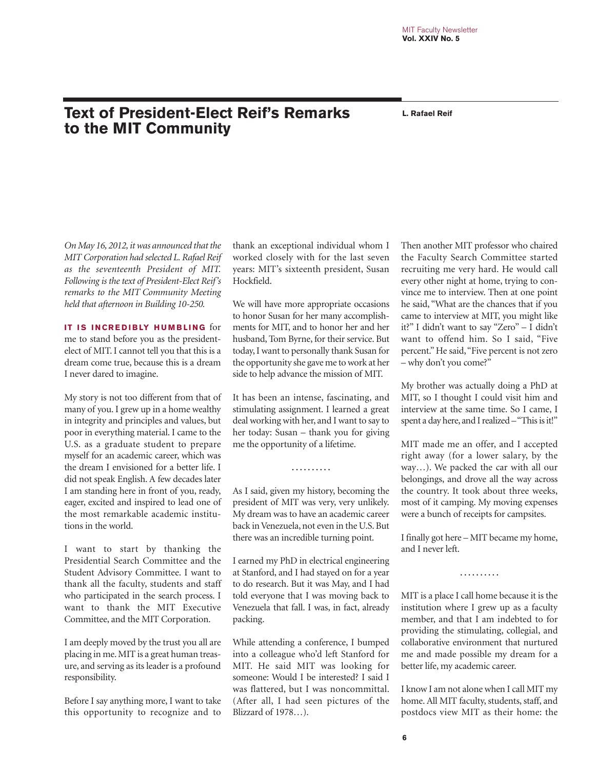# Text of President-Elect Reif's Remarks to the MIT Community

**L. Rafael Reif**

*On May 16, 2012, it was announced that the MIT Corporation had selected L. Rafael Reif as the seventeenth President of MIT. Following is the text of President-Elect Reif's remarks to the MIT Community Meeting held that afternoon in Building 10-250.*

**IT IS INCREDIBLY HUMBLING** for me to stand before you as the president-elect of MIT. I cannot tell you that this is a dream come true, because this is a dream I never dared to imagine.

My story is not too different from that of many of you. I grew up in a home wealthy in integrity and principles and values, but poor in everything material. I came to the U.S. as a graduate student to prepare myself for an academic career, which was the dream I envisioned for a better life. I did not speak English. A few decades later I am standing here in front of you, ready, eager, excited and inspired to lead one of the most remarkable academic institutions in the world.

I want to start by thanking the Presidential Search Committee and the Student Advisory Committee. I want to thank all the faculty, students and staff who participated in the search process. I want to thank the MIT Executive Committee, and the MIT Corporation.

I am deeply moved by the trust you all are placing in me. MIT is a great human treasure, and serving as its leader is a profound responsibility.

Before I say anything more, I want to take this opportunity to recognize and to thank an exceptional individual whom I worked closely with for the last seven years: MIT's sixteenth president, Susan Hockfield.

We will have more appropriate occasions to honor Susan for her many accomplishments for MIT, and to honor her and her husband, Tom Byrne, for their service. But today, I want to personally thank Susan for the opportunity she gave me to work at her side to help advance the mission of MIT.

It has been an intense, fascinating, and stimulating assignment. I learned a great deal working with her, and I want to say to her today: Susan – thank you for giving me the opportunity of a lifetime.

. . . . . . . . . .

As I said, given my history, becoming the president of MIT was very, very unlikely. My dream was to have an academic career back in Venezuela, not even in the U.S. But there was an incredible turning point.

I earned my PhD in electrical engineering at Stanford, and I had stayed on for a year to do research. But it was May, and I had told everyone that I was moving back to Venezuela that fall. I was, in fact, already packing.

While attending a conference, I bumped into a colleague who'd left Stanford for MIT. He said MIT was looking for someone: Would I be interested? I said I was flattered, but I was noncommittal. (After all, I had seen pictures of the Blizzard of 1978…).

Then another MIT professor who chaired the Faculty Search Committee started recruiting me very hard. He would call every other night at home, trying to convince me to interview. Then at one point he said, "What are the chances that if you came to interview at MIT, you might like it?" I didn't want to say "Zero" – I didn't want to offend him. So I said, "Five percent." He said, "Five percent is not zero – why don't you come?"

My brother was actually doing a PhD at MIT, so I thought I could visit him and interview at the same time. So I came, I spent a day here, and I realized – "This is it!"

MIT made me an offer, and I accepted right away (for a lower salary, by the way…). We packed the car with all our belongings, and drove all the way across the country. It took about three weeks, most of it camping. My moving expenses were a bunch of receipts for campsites.

I finally got here – MIT became my home, and I never left.

. . . . . . . . . .

MIT is a place I call home because it is the institution where I grew up as a faculty member, and that I am indebted to for providing the stimulating, collegial, and collaborative environment that nurtured me and made possible my dream for a better life, my academic career.

I know I am not alone when I call MIT my home. All MIT faculty, students, staff, and postdocs view MIT as their home: the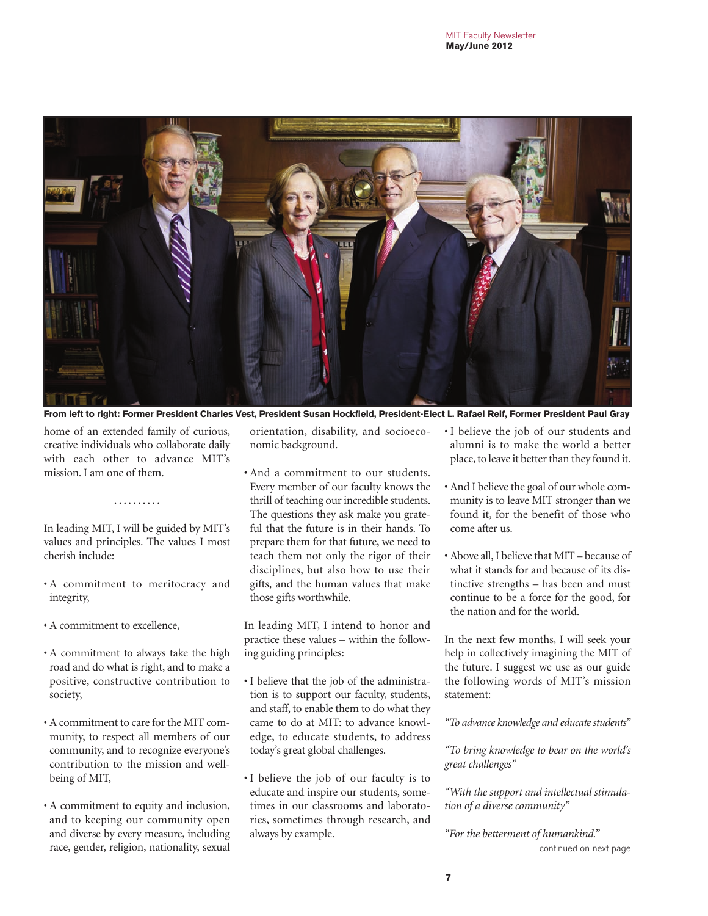From left to right: Former President Charles Vest, President Susan Hockfield, President-Elect L. Rafael Reif, Former President Paul Gray

home of an extended family of curious, creative individuals who collaborate daily with each other to advance MIT's mission. I am one of them.

..........

In leading MIT, I will be guided by MIT's values and principles. The values I most cherish include:

- A commitment to meritocracy and integrity,
- A commitment to excellence,
- A commitment to always take the high road and do what is right, and to make a positive, constructive contribution to society,
- A commitment to care for the MIT community, to respect all members of our community, and to recognize everyone's contribution to the mission and well-being of MIT,
- A commitment to equity and inclusion, and to keeping our community open and diverse by every measure, including race, gender, religion, nationality, sexual orientation, disability, and socioeconomic background.
- And a commitment to our students. Every member of our faculty knows the thrill of teaching our incredible students. The questions they ask make you grateful that the future is in their hands. To prepare them for that future, we need to teach them not only the rigor of their disciplines, but also how to use their gifts, and the human values that make those gifts worthwhile.

In leading MIT, I intend to honor and practice these values – within the following guiding principles:

- I believe that the job of the administration is to support our faculty, students, and staff, to enable them to do what they came to do at MIT: to advance knowledge, to educate students, to address today's great global challenges.
- I believe the job of our faculty is to educate and inspire our students, sometimes in our classrooms and laboratories, sometimes through research, and always by example.
- I believe the job of our students and alumni is to make the world a better place, to leave it better than they found it.
- And I believe the goal of our whole community is to leave MIT stronger than we found it, for the benefit of those who come after us.
- Above all, I believe that MIT – because of what it stands for and because of its distinctive strengths – has been and must continue to be a force for the good, for the nation and for the world.

In the next few months, I will seek your help in collectively imagining the MIT of the future. I suggest we use as our guide the following words of MIT's mission statement:

*"To advance knowledge and educate students"*

*"To bring knowledge to bear on the world's great challenges"*

*"With the support and intellectual stimulation of a diverse community"*

*"For the betterment of humankind."*

continued on next page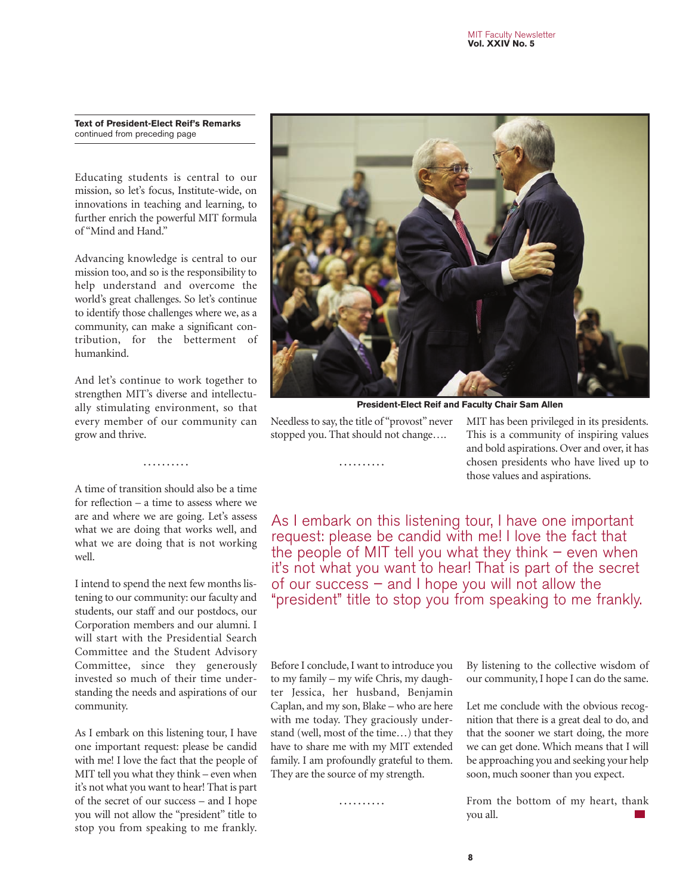**Text of President-Elect Reif's Remarks**
continued from preceding page

Educating students is central to our mission, so let's focus, Institute-wide, on innovations in teaching and learning, to further enrich the powerful MIT formula of "Mind and Hand."

Advancing knowledge is central to our mission too, and so is the responsibility to help understand and overcome the world's great challenges. So let's continue to identify those challenges where we, as a community, can make a significant contribution, for the betterment of humankind.

And let's continue to work together to strengthen MIT's diverse and intellectually stimulating environment, so that every member of our community can grow and thrive.

..........

A time of transition should also be a time for reflection – a time to assess where we are and where we are going. Let's assess what we are doing that works well, and what we are doing that is not working well.

I intend to spend the next few months listening to our community: our faculty and students, our staff and our postdocs, our Corporation members and our alumni. I will start with the Presidential Search Committee and the Student Advisory Committee, since they generously invested so much of their time understanding the needs and aspirations of our community.

As I embark on this listening tour, I have one important request: please be candid with me! I love the fact that the people of MIT tell you what they think – even when it's not what you want to hear! That is part of the secret of our success – and I hope you will not allow the "president" title to stop you from speaking to me frankly.

**President-Elect Reif and Faculty Chair Sam Allen**

Needless to say, the title of "provost" never stopped you. That should not change….

..........

MIT has been privileged in its presidents. This is a community of inspiring values and bold aspirations. Over and over, it has chosen presidents who have lived up to those values and aspirations.

> As I embark on this listening tour, I have one important request: please be candid with me! I love the fact that the people of MIT tell you what they think – even when it's not what you want to hear! That is part of the secret of our success – and I hope you will not allow the "president" title to stop you from speaking to me frankly.

Before I conclude, I want to introduce you to my family – my wife Chris, my daughter Jessica, her husband, Benjamin Caplan, and my son, Blake – who are here with me today. They graciously understand (well, most of the time…) that they have to share me with my MIT extended family. I am profoundly grateful to them. They are the source of my strength.

..........

By listening to the collective wisdom of our community, I hope I can do the same.

Let me conclude with the obvious recognition that there is a great deal to do, and that the sooner we start doing, the more we can get done. Which means that I will be approaching you and seeking your help soon, much sooner than you expect.

From the bottom of my heart, thank you all.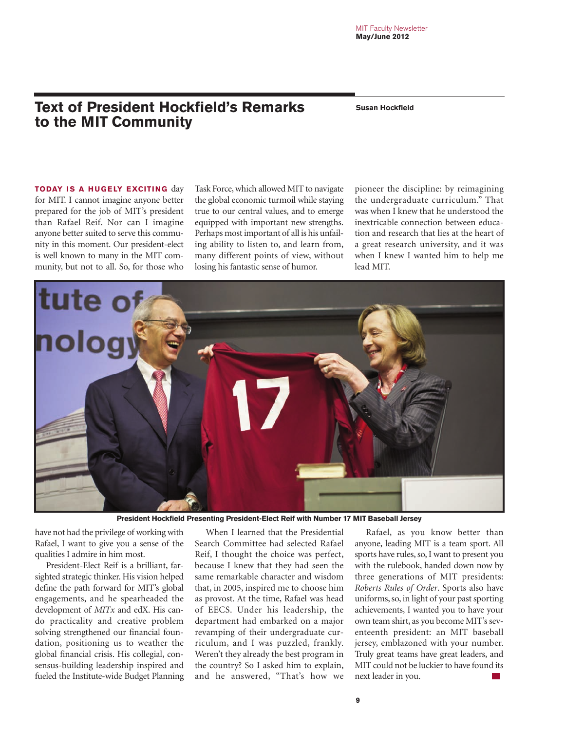# Text of President Hockfield's Remarks to the MIT Community

**Susan Hockfield**

**TODAY IS A HUGELY EXCITING** day for MIT. I cannot imagine anyone better prepared for the job of MIT's president than Rafael Reif. Nor can I imagine anyone better suited to serve this community in this moment. Our president-elect is well known to many in the MIT community, but not to all. So, for those who have not had the privilege of working with Rafael, I want to give you a sense of the qualities I admire in him most.

President-Elect Reif is a brilliant, far-sighted strategic thinker. His vision helped define the path forward for MIT's global engagements, and he spearheaded the development of *MITx* and edX. His can-do practicality and creative problem solving strengthened our financial foundation, positioning us to weather the global financial crisis. His collegial, consensus-building leadership inspired and fueled the Institute-wide Budget Planning Task Force, which allowed MIT to navigate the global economic turmoil while staying true to our central values, and to emerge equipped with important new strengths. Perhaps most important of all is his unfailing ability to listen to, and learn from, many different points of view, without losing his fantastic sense of humor.

When I learned that the Presidential Search Committee had selected Rafael Reif, I thought the choice was perfect, because I knew that they had seen the same remarkable character and wisdom that, in 2005, inspired me to choose him as provost. At the time, Rafael was head of EECS. Under his leadership, the department had embarked on a major revamping of their undergraduate curriculum, and I was puzzled, frankly. Weren't they already the best program in the country? So I asked him to explain, and he answered, "That's how we pioneer the discipline: by reimagining the undergraduate curriculum." That was when I knew that he understood the inextricable connection between education and research that lies at the heart of a great research university, and it was when I knew I wanted him to help me lead MIT.

**President Hockfield Presenting President-Elect Reif with Number 17 MIT Baseball Jersey**

Rafael, as you know better than anyone, leading MIT is a team sport. All sports have rules, so, I want to present you with the rulebook, handed down now by three generations of MIT presidents: *Roberts Rules of Order*. Sports also have uniforms, so, in light of your past sporting achievements, I wanted you to have your own team shirt, as you become MIT's seventeenth president: an MIT baseball jersey, emblazoned with your number. Truly great teams have great leaders, and MIT could not be luckier to have found its next leader in you.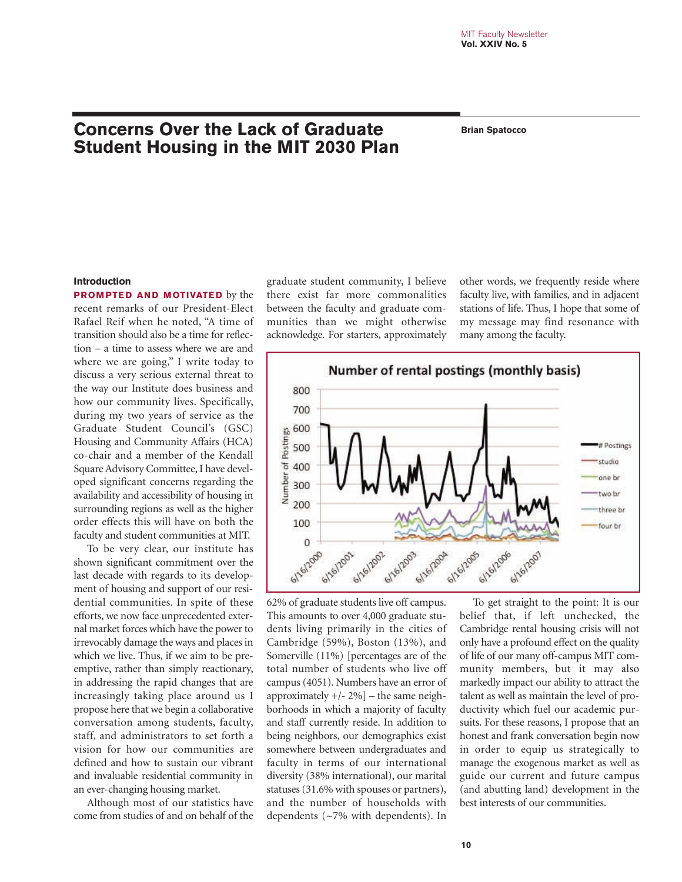# Concerns Over the Lack of Graduate Student Housing in the MIT 2030 Plan

**Brian Spatocco**

### Introduction

**PROMPTED AND MOTIVATED** by the recent remarks of our President-Elect Rafael Reif when he noted, "A time of transition should also be a time for reflection – a time to assess where we are and where we are going," I write today to discuss a very serious external threat to the way our Institute does business and how our community lives. Specifically, during my two years of service as the Graduate Student Council's (GSC) Housing and Community Affairs (HCA) co-chair and a member of the Kendall Square Advisory Committee, I have developed significant concerns regarding the availability and accessibility of housing in surrounding regions as well as the higher order effects this will have on both the faculty and student communities at MIT.

To be very clear, our institute has shown significant commitment over the last decade with regards to its development of housing and support of our residential communities. In spite of these efforts, we now face unprecedented external market forces which have the power to irrevocably damage the ways and places in which we live. Thus, if we aim to be preemptive, rather than simply reactionary, in addressing the rapid changes that are increasingly taking place around us I propose here that we begin a collaborative conversation among students, faculty, staff, and administrators to set forth a vision for how our communities are defined and how to sustain our vibrant and invaluable residential community in an ever-changing housing market.

Although most of our statistics have come from studies of and on behalf of the graduate student community, I believe there exist far more commonalities between the faculty and graduate communities than we might otherwise acknowledge. For starters, approximately 62% of graduate students live off campus. This amounts to over 4,000 graduate students living primarily in the cities of Cambridge (59%), Boston (13%), and Somerville (11%) [percentages are of the total number of students who live off campus (4051). Numbers have an error of approximately +/- 2%] – the same neighborhoods in which a majority of faculty and staff currently reside. In addition to being neighbors, our demographics exist somewhere between undergraduates and faculty in terms of our international diversity (38% international), our marital statuses (31.6% with spouses or partners), and the number of households with dependents (~7% with dependents). In other words, we frequently reside where faculty live, with families, and in adjacent stations of life. Thus, I hope that some of my message may find resonance with many among the faculty.

To get straight to the point: It is our belief that, if left unchecked, the Cambridge rental housing crisis will not only have a profound effect on the quality of life of our many off-campus MIT community members, but it may also markedly impact our ability to attract the talent as well as maintain the level of productivity which fuel our academic pursuits. For these reasons, I propose that an honest and frank conversation begin now in order to equip us strategically to manage the exogenous market as well as guide our current and future campus (and abutting land) development in the best interests of our communities.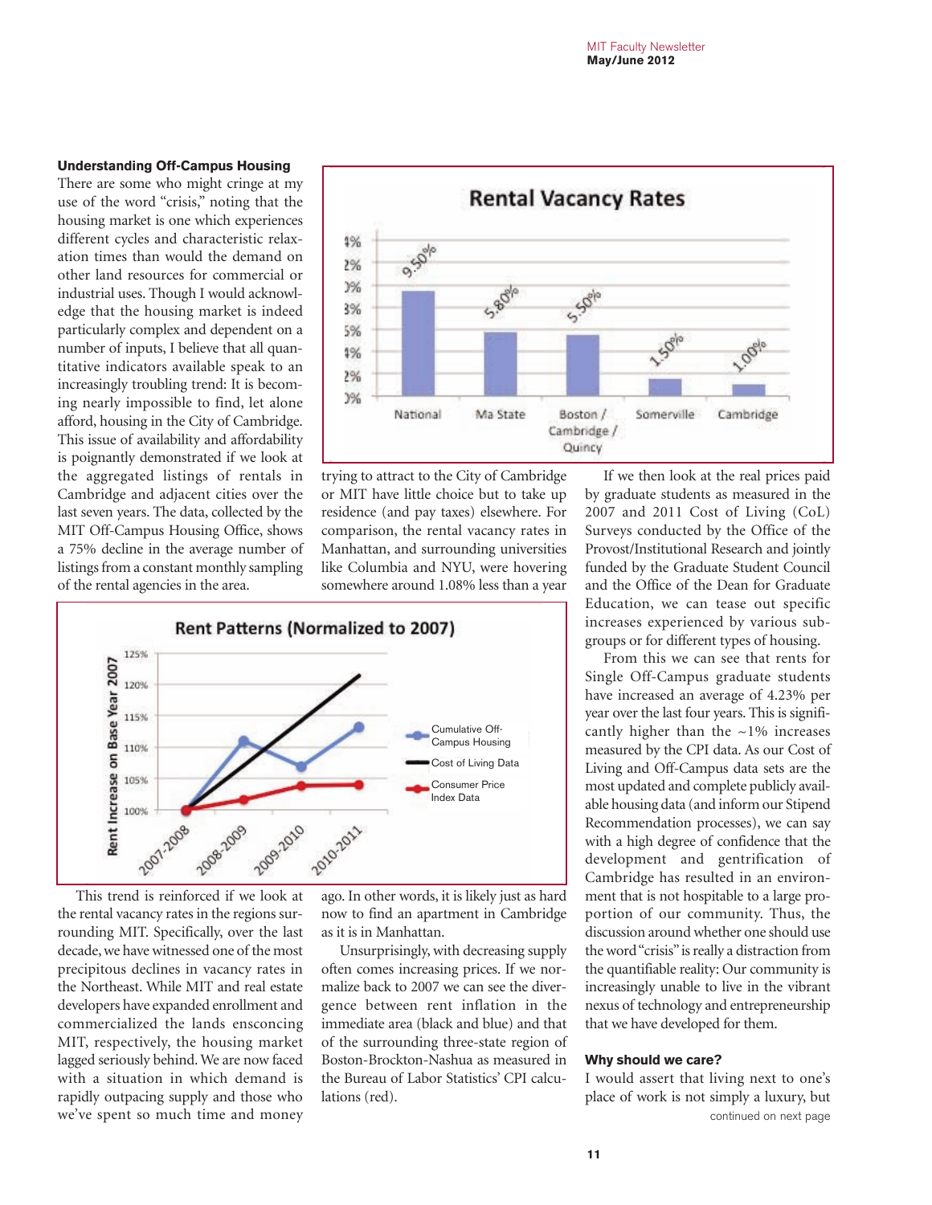### Understanding Off-Campus Housing

There are some who might cringe at my use of the word "crisis," noting that the housing market is one which experiences different cycles and characteristic relaxation times than would the demand on other land resources for commercial or industrial uses. Though I would acknowledge that the housing market is indeed particularly complex and dependent on a number of inputs, I believe that all quantitative indicators available speak to an increasingly troubling trend: It is becoming nearly impossible to find, let alone afford, housing in the City of Cambridge. This issue of availability and affordability is poignantly demonstrated if we look at the aggregated listings of rentals in Cambridge and adjacent cities over the last seven years. The data, collected by the MIT Off-Campus Housing Office, shows a 75% decline in the average number of listings from a constant monthly sampling of the rental agencies in the area.

This trend is reinforced if we look at the rental vacancy rates in the regions surrounding MIT. Specifically, over the last decade, we have witnessed one of the most precipitous declines in vacancy rates in the Northeast. While MIT and real estate developers have expanded enrollment and commercialized the lands ensconcing MIT, respectively, the housing market lagged seriously behind. We are now faced with a situation in which demand is rapidly outpacing supply and those who we've spent so much time and money trying to attract to the City of Cambridge or MIT have little choice but to take up residence (and pay taxes) elsewhere. For comparison, the rental vacancy rates in Manhattan, and surrounding universities like Columbia and NYU, were hovering somewhere around 1.08% less than a year ago. In other words, it is likely just as hard now to find an apartment in Cambridge as it is in Manhattan.

Unsurprisingly, with decreasing supply often comes increasing prices. If we normalize back to 2007 we can see the divergence between rent inflation in the immediate area (black and blue) and that of the surrounding three-state region of Boston-Brockton-Nashua as measured in the Bureau of Labor Statistics' CPI calculations (red).

If we then look at the real prices paid by graduate students as measured in the 2007 and 2011 Cost of Living (CoL) Surveys conducted by the Office of the Provost/Institutional Research and jointly funded by the Graduate Student Council and the Office of the Dean for Graduate Education, we can tease out specific increases experienced by various subgroups or for different types of housing.

From this we can see that rents for Single Off-Campus graduate students have increased an average of 4.23% per year over the last four years. This is significantly higher than the ~1% increases measured by the CPI data. As our Cost of Living and Off-Campus data sets are the most updated and complete publicly available housing data (and inform our Stipend Recommendation processes), we can say with a high degree of confidence that the development and gentrification of Cambridge has resulted in an environment that is not hospitable to a large proportion of our community. Thus, the discussion around whether one should use the word "crisis" is really a distraction from the quantifiable reality: Our community is increasingly unable to live in the vibrant nexus of technology and entrepreneurship that we have developed for them.

**Rental Vacancy Rates**

| Region | Vacancy Rate |
|---|---|
| National | 9.50% |
| Ma State | 5.80% |
| Boston / Cambridge / Quincy | 5.50% |
| Somerville | 1.50% |
| Cambridge | 1.00% |

**Rent Patterns (Normalized to 2007)**

(Chart: Rent Increase on Base Year 2007, 2007-2008 to 2010-2011; series: Cumulative Off-Campus Housing, Cost of Living Data, Consumer Price Index Data)

### Why should we care?

I would assert that living next to one's place of work is not simply a luxury, but

continued on next page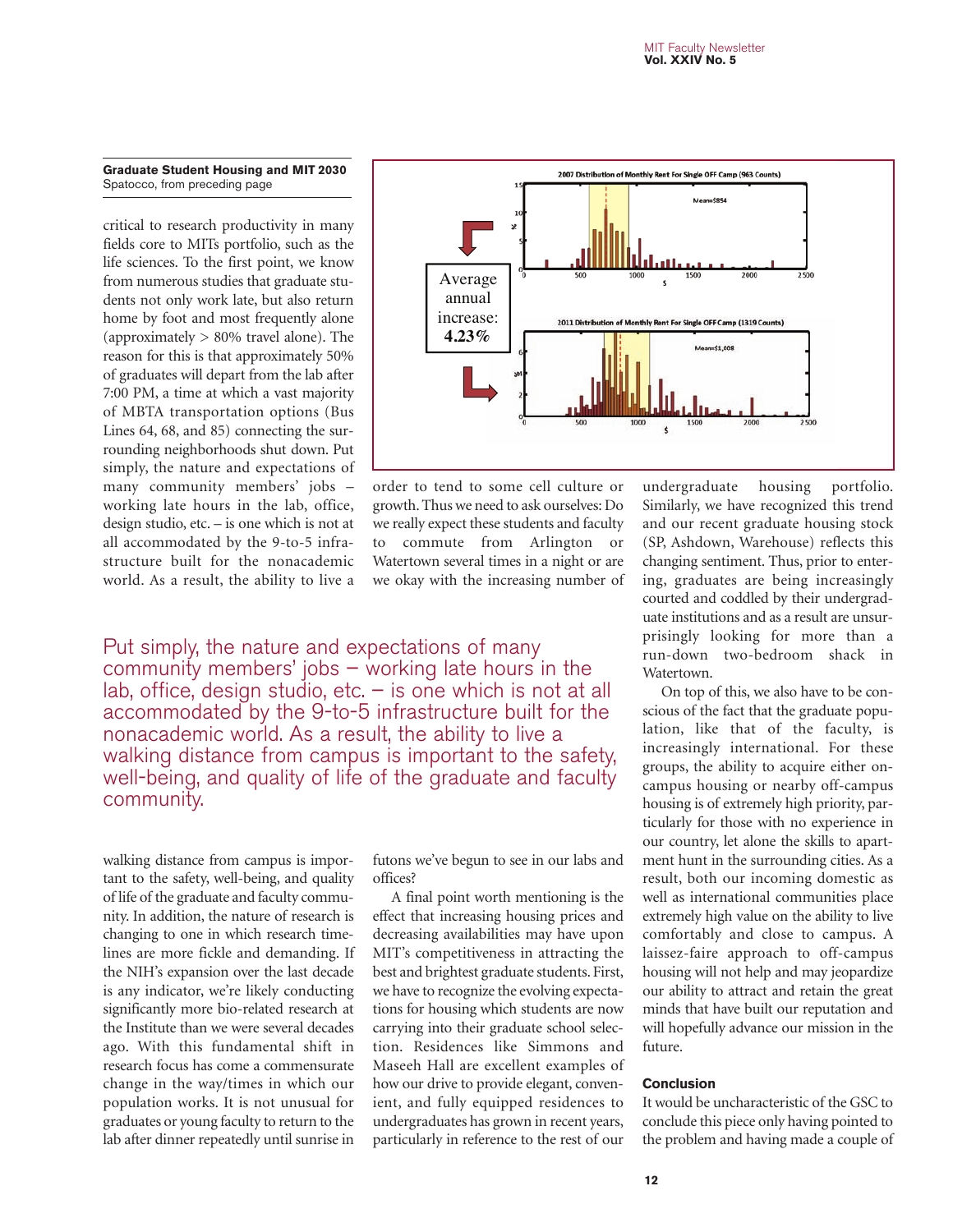**Graduate Student Housing and MIT 2030**
Spatocco, from preceding page

critical to research productivity in many fields core to MITs portfolio, such as the life sciences. To the first point, we know from numerous studies that graduate students not only work late, but also return home by foot and most frequently alone (approximately > 80% travel alone). The reason for this is that approximately 50% of graduates will depart from the lab after 7:00 PM, a time at which a vast majority of MBTA transportation options (Bus Lines 64, 68, and 85) connecting the surrounding neighborhoods shut down. Put simply, the nature and expectations of many community members' jobs – working late hours in the lab, office, design studio, etc. – is one which is not at all accommodated by the 9-to-5 infrastructure built for the nonacademic world. As a result, the ability to live a walking distance from campus is important to the safety, well-being, and quality of life of the graduate and faculty community. In addition, the nature of research is changing to one in which research timelines are more fickle and demanding. If the NIH's expansion over the last decade is any indicator, we're likely conducting significantly more bio-related research at the Institute than we were several decades ago. With this fundamental shift in research focus has come a commensurate change in the way/times in which our population works. It is not unusual for graduates or young faculty to return to the lab after dinner repeatedly until sunrise in order to tend to some cell culture or growth. Thus we need to ask ourselves: Do we really expect these students and faculty to commute from Arlington or Watertown several times in a night or are we okay with the increasing number of futons we've begun to see in our labs and offices?

2007 Distribution of Monthly Rent For Single OFF Camp (963 Counts) — Mean=$854

2011 Distribution of Monthly Rent For Single OFF Camp (1319 Counts) — Mean=$1,008

Average annual increase: **4.23%**

> Put simply, the nature and expectations of many community members' jobs – working late hours in the lab, office, design studio, etc. – is one which is not at all accommodated by the 9-to-5 infrastructure built for the nonacademic world. As a result, the ability to live a walking distance from campus is important to the safety, well-being, and quality of life of the graduate and faculty community.

A final point worth mentioning is the effect that increasing housing prices and decreasing availabilities may have upon MIT's competitiveness in attracting the best and brightest graduate students. First, we have to recognize the evolving expectations for housing which students are now carrying into their graduate school selection. Residences like Simmons and Maseeh Hall are excellent examples of how our drive to provide elegant, convenient, and fully equipped residences to undergraduates has grown in recent years, particularly in reference to the rest of our undergraduate housing portfolio. Similarly, we have recognized this trend and our recent graduate housing stock (SP, Ashdown, Warehouse) reflects this changing sentiment. Thus, prior to entering, graduates are being increasingly courted and coddled by their undergraduate institutions and as a result are unsurprisingly looking for more than a run-down two-bedroom shack in Watertown.

On top of this, we also have to be conscious of the fact that the graduate population, like that of the faculty, is increasingly international. For these groups, the ability to acquire either on-campus housing or nearby off-campus housing is of extremely high priority, particularly for those with no experience in our country, let alone the skills to apartment hunt in the surrounding cities. As a result, both our incoming domestic as well as international communities place extremely high value on the ability to live comfortably and close to campus. A laissez-faire approach to off-campus housing will not help and may jeopardize our ability to attract and retain the great minds that have built our reputation and will hopefully advance our mission in the future.

### Conclusion

It would be uncharacteristic of the GSC to conclude this piece only having pointed to the problem and having made a couple of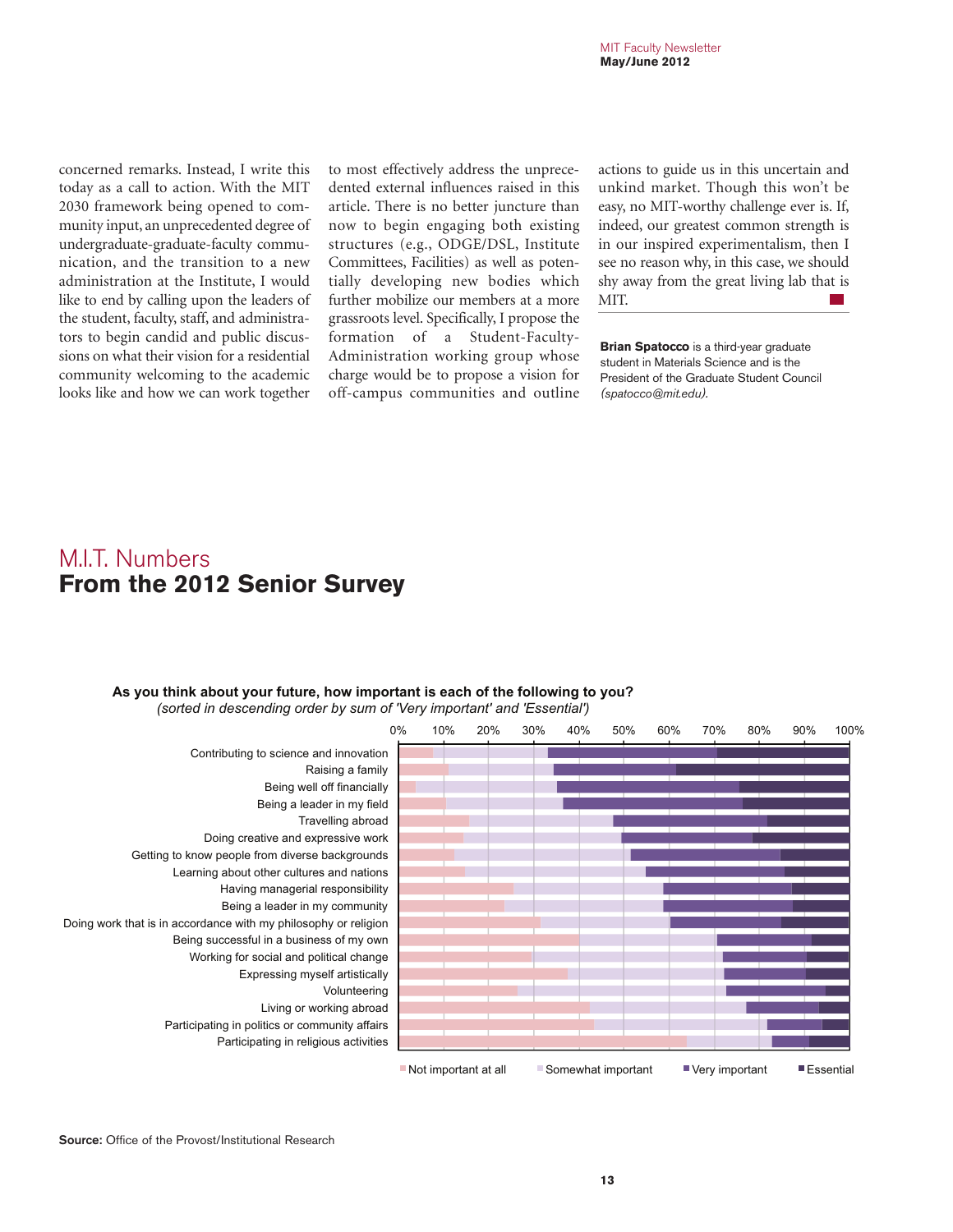concerned remarks. Instead, I write this today as a call to action. With the MIT 2030 framework being opened to community input, an unprecedented degree of undergraduate-graduate-faculty communication, and the transition to a new administration at the Institute, I would like to end by calling upon the leaders of the student, faculty, staff, and administrators to begin candid and public discussions on what their vision for a residential community welcoming to the academic looks like and how we can work together to most effectively address the unprecedented external influences raised in this article. There is no better juncture than now to begin engaging both existing structures (e.g., ODGE/DSL, Institute Committees, Facilities) as well as potentially developing new bodies which further mobilize our members at a more grassroots level. Specifically, I propose the formation of a Student-Faculty-Administration working group whose charge would be to propose a vision for off-campus communities and outline actions to guide us in this uncertain and unkind market. Though this won't be easy, no MIT-worthy challenge ever is. If, indeed, our greatest common strength is in our inspired experimentalism, then I see no reason why, in this case, we should shy away from the great living lab that is MIT.

**Brian Spatocco** is a third-year graduate student in Materials Science and is the President of the Graduate Student Council *(spatocco@mit.edu)*.

# M.I.T. Numbers
## From the 2012 Senior Survey

**As you think about your future, how important is each of the following to you?**
*(sorted in descending order by sum of 'Very important' and 'Essential')*

Contributing to science and innovation
Raising a family
Being well off financially
Being a leader in my field
Travelling abroad
Doing creative and expressive work
Getting to know people from diverse backgrounds
Learning about other cultures and nations
Having managerial responsibility
Being a leader in my community
Doing work that is in accordance with my philosophy or religion
Being successful in a business of my own
Working for social and political change
Expressing myself artistically
Volunteering
Living or working abroad
Participating in politics or community affairs
Participating in religious activities

0% 10% 20% 30% 40% 50% 60% 70% 80% 90% 100%

Not important at all | Somewhat important | Very important | Essential

**Source:** Office of the Provost/Institutional Research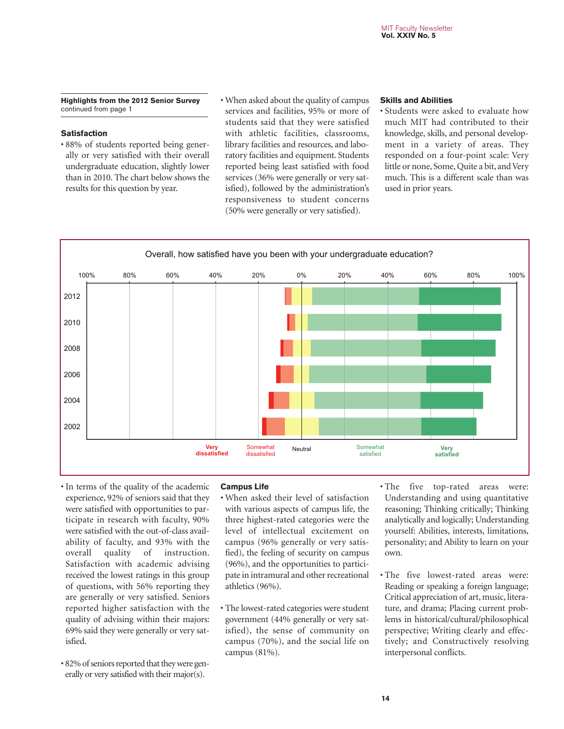### Highlights from the 2012 Senior Survey
continued from page 1

### Satisfaction

- 88% of students reported being generally or very satisfied with their overall undergraduate education, slightly lower than in 2010. The chart below shows the results for this question by year.
- When asked about the quality of campus services and facilities, 95% or more of students said that they were satisfied with athletic facilities, classrooms, library facilities and resources, and laboratory facilities and equipment. Students reported being least satisfied with food services (36% were generally or very satisfied), followed by the administration's responsiveness to student concerns (50% were generally or very satisfied).

### Skills and Abilities

- Students were asked to evaluate how much MIT had contributed to their knowledge, skills, and personal development in a variety of areas. They responded on a four-point scale: Very little or none, Some, Quite a bit, and Very much. This is a different scale than was used in prior years.

Overall, how satisfied have you been with your undergraduate education?

100% 80% 60% 40% 20% 0% 20% 40% 60% 80% 100%

2012, 2010, 2008, 2006, 2004, 2002

Very dissatisfied | Somewhat dissatisfied | Neutral | Somewhat satisfied | Very satisfied

- In terms of the quality of the academic experience, 92% of seniors said that they were satisfied with opportunities to participate in research with faculty, 90% were satisfied with the out-of-class availability of faculty, and 93% with the overall quality of instruction. Satisfaction with academic advising received the lowest ratings in this group of questions, with 56% reporting they are generally or very satisfied. Seniors reported higher satisfaction with the quality of advising within their majors: 69% said they were generally or very satisfied.
- 82% of seniors reported that they were generally or very satisfied with their major(s).

### Campus Life

- When asked their level of satisfaction with various aspects of campus life, the three highest-rated categories were the level of intellectual excitement on campus (96% generally or very satisfied), the feeling of security on campus (96%), and the opportunities to participate in intramural and other recreational athletics (96%).
- The lowest-rated categories were student government (44% generally or very satisfied), the sense of community on campus (70%), and the social life on campus (81%).

- The five top-rated areas were: Understanding and using quantitative reasoning; Thinking critically; Thinking analytically and logically; Understanding yourself: Abilities, interests, limitations, personality; and Ability to learn on your own.
- The five lowest-rated areas were: Reading or speaking a foreign language; Critical appreciation of art, music, literature, and drama; Placing current problems in historical/cultural/philosophical perspective; Writing clearly and effectively; and Constructively resolving interpersonal conflicts.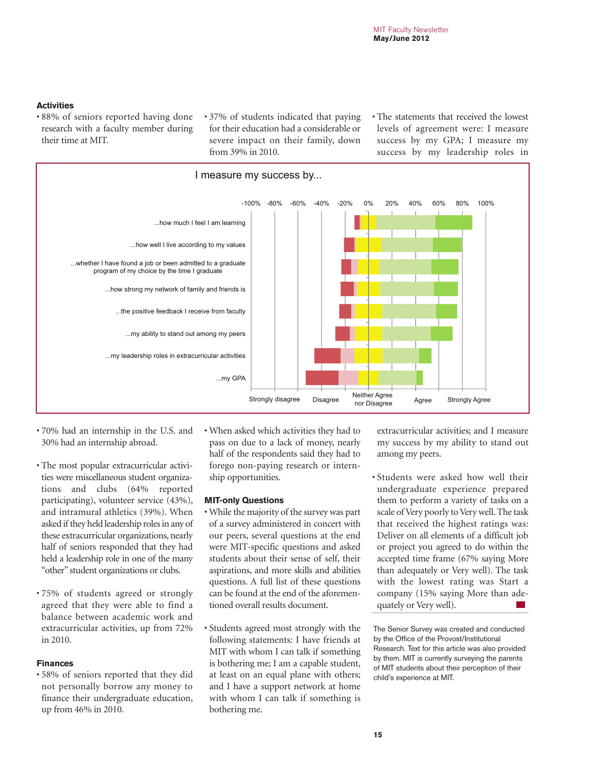### Activities

- 88% of seniors reported having done research with a faculty member during their time at MIT.
- 70% had an internship in the U.S. and 30% had an internship abroad.
- The most popular extracurricular activities were miscellaneous student organizations and clubs (64% reported participating), volunteer service (43%), and intramural athletics (39%). When asked if they held leadership roles in any of these extracurricular organizations, nearly half of seniors responded that they had held a leadership role in one of the many "other" student organizations or clubs.
- 75% of students agreed or strongly agreed that they were able to find a balance between academic work and extracurricular activities, up from 72% in 2010.

### Finances

- 58% of seniors reported that they did not personally borrow any money to finance their undergraduate education, up from 46% in 2010.
- 37% of students indicated that paying for their education had a considerable or severe impact on their family, down from 39% in 2010.
- When asked which activities they had to pass on due to a lack of money, nearly half of the respondents said they had to forego non-paying research or internship opportunities.

### MIT-only Questions

- While the majority of the survey was part of a survey administered in concert with our peers, several questions at the end were MIT-specific questions and asked students about their sense of self, their aspirations, and more skills and abilities questions. A full list of these questions can be found at the end of the aforementioned overall results document.
- Students agreed most strongly with the following statements: I have friends at MIT with whom I can talk if something is bothering me; I am a capable student, at least on an equal plane with others; and I have a support network at home with whom I can talk if something is bothering me.
- The statements that received the lowest levels of agreement were: I measure success by my GPA; I measure my success by my leadership roles in extracurricular activities; and I measure my success by my ability to stand out among my peers.
- Students were asked how well their undergraduate experience prepared them to perform a variety of tasks on a scale of Very poorly to Very well. The task that received the highest ratings was: Deliver on all elements of a difficult job or project you agreed to do within the accepted time frame (67% saying More than adequately or Very well). The task with the lowest rating was Start a company (15% saying More than adequately or Very well).

**I measure my success by...**

Axis: -100% to 100%. Categories: Strongly disagree, Disagree, Neither Agree nor Disagree, Agree, Strongly Agree.

- ...how much I feel I am learning
- ...how well I live according to my values
- ...whether I have found a job or been admitted to a graduate program of my choice by the time I graduate
- ...how strong my network of family and friends is
- ...the positive feedback I receive from faculty
- ...my ability to stand out among my peers
- ...my leadership roles in extracurricular activities
- ...my GPA

The Senior Survey was created and conducted by the Office of the Provost/Institutional Research. Text for this article was also provided by them. MIT is currently surveying the parents of MIT students about their perception of their child's experience at MIT.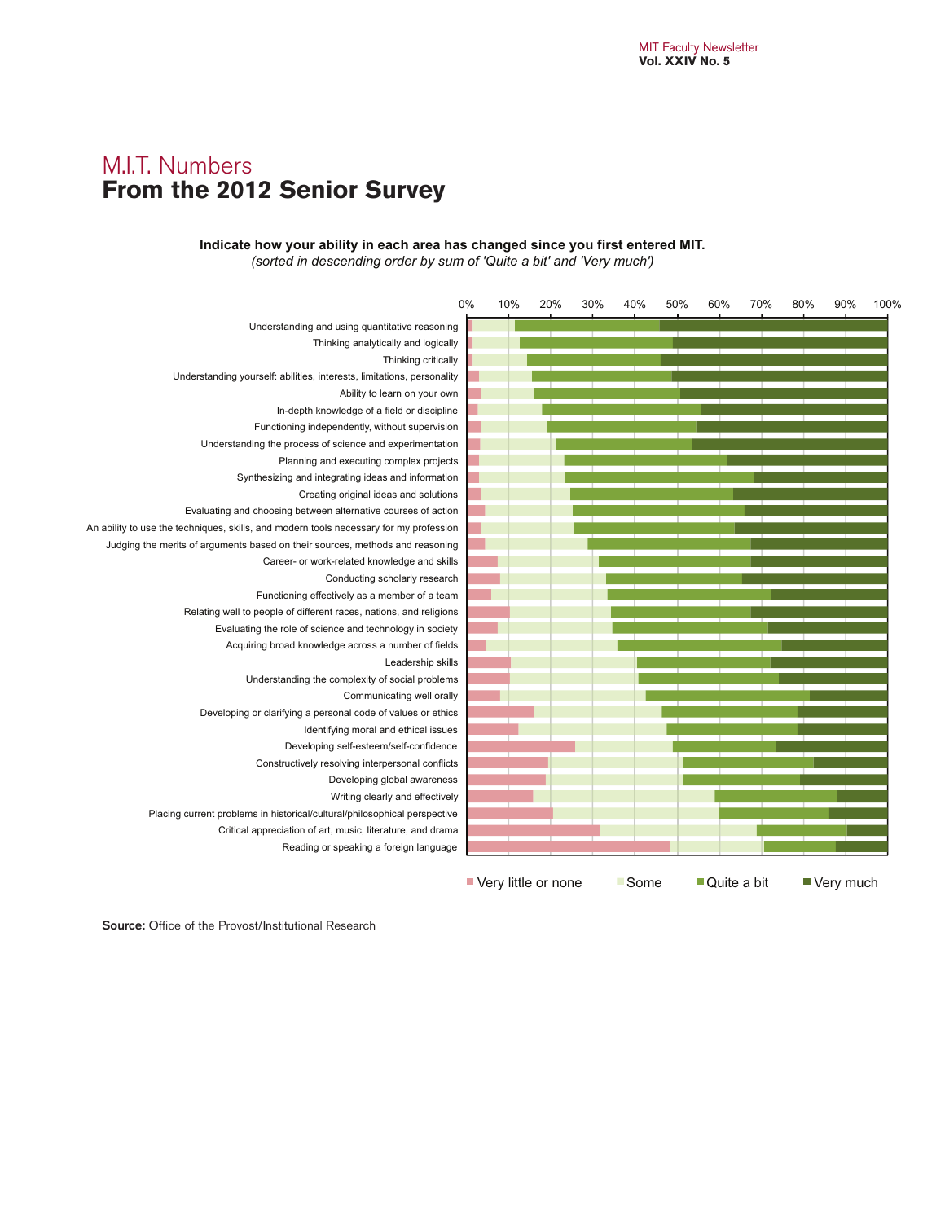# M.I.T. Numbers
## From the 2012 Senior Survey

**Indicate how your ability in each area has changed since you first entered MIT.**
*(sorted in descending order by sum of 'Quite a bit' and 'Very much')*

0% 10% 20% 30% 40% 50% 60% 70% 80% 90% 100%

Understanding and using quantitative reasoning
Thinking analytically and logically
Thinking critically
Understanding yourself: abilities, interests, limitations, personality
Ability to learn on your own
In-depth knowledge of a field or discipline
Functioning independently, without supervision
Understanding the process of science and experimentation
Planning and executing complex projects
Synthesizing and integrating ideas and information
Creating original ideas and solutions
Evaluating and choosing between alternative courses of action
An ability to use the techniques, skills, and modern tools necessary for my profession
Judging the merits of arguments based on their sources, methods and reasoning
Career- or work-related knowledge and skills
Conducting scholarly research
Functioning effectively as a member of a team
Relating well to people of different races, nations, and religions
Evaluating the role of science and technology in society
Acquiring broad knowledge across a number of fields
Leadership skills
Understanding the complexity of social problems
Communicating well orally
Developing or clarifying a personal code of values or ethics
Identifying moral and ethical issues
Developing self-esteem/self-confidence
Constructively resolving interpersonal conflicts
Developing global awareness
Writing clearly and effectively
Placing current problems in historical/cultural/philosophical perspective
Critical appreciation of art, music, literature, and drama
Reading or speaking a foreign language

Very little or none
Some
Quite a bit
Very much

**Source:** Office of the Provost/Institutional Research